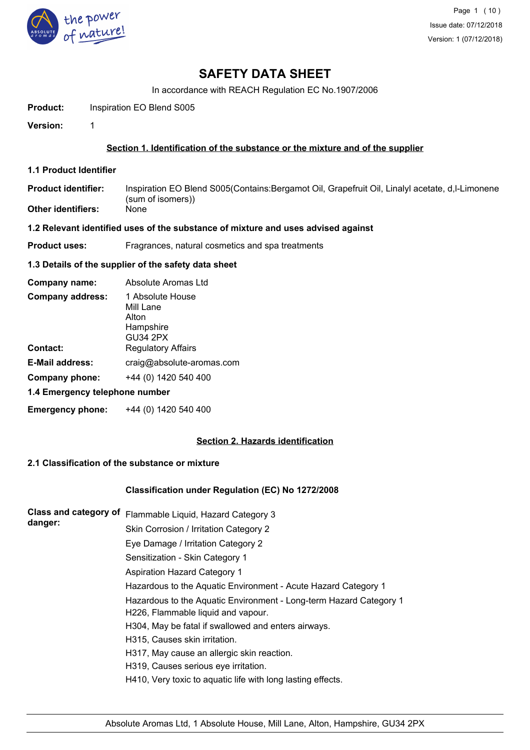# SAFETY DATA SHEET

In accordance with REACH Regulation EC No.1907/2006

**Product:** Inspiration EO Blend S005

**Version:** 1

## Section 1. Identification of the substance or the mixture and of the supplier

### 1.1 Product Identifier

**Product identifier:** Inspiration EO Blend S005(Contains:Bergamot Oil, Grapefruit Oil, Linalyl acetate, d,l-Limonene (sum of isomers))

**Other identifiers:** None

### 1.2 Relevant identified uses of the substance of mixture and uses advised against

**Product uses:** Fragrances, natural cosmetics and spa treatments

### 1.3 Details of the supplier of the safety data sheet

**Company name:** Absolute Aromas Ltd

**Company address:** 1 Absolute House
Mill Lane
Alton
Hampshire
GU34 2PX

**Contact:** Regulatory Affairs

**E-Mail address:** craig@absolute-aromas.com

**Company phone:** +44 (0) 1420 540 400

### 1.4 Emergency telephone number

**Emergency phone:** +44 (0) 1420 540 400

## Section 2. Hazards identification

### 2.1 Classification of the substance or mixture

**Classification under Regulation (EC) No 1272/2008**

**Class and category of danger:**

Flammable Liquid, Hazard Category 3
Skin Corrosion / Irritation Category 2
Eye Damage / Irritation Category 2
Sensitization - Skin Category 1
Aspiration Hazard Category 1
Hazardous to the Aquatic Environment - Acute Hazard Category 1
Hazardous to the Aquatic Environment - Long-term Hazard Category 1

H226, Flammable liquid and vapour.
H304, May be fatal if swallowed and enters airways.
H315, Causes skin irritation.
H317, May cause an allergic skin reaction.
H319, Causes serious eye irritation.
H410, Very toxic to aquatic life with long lasting effects.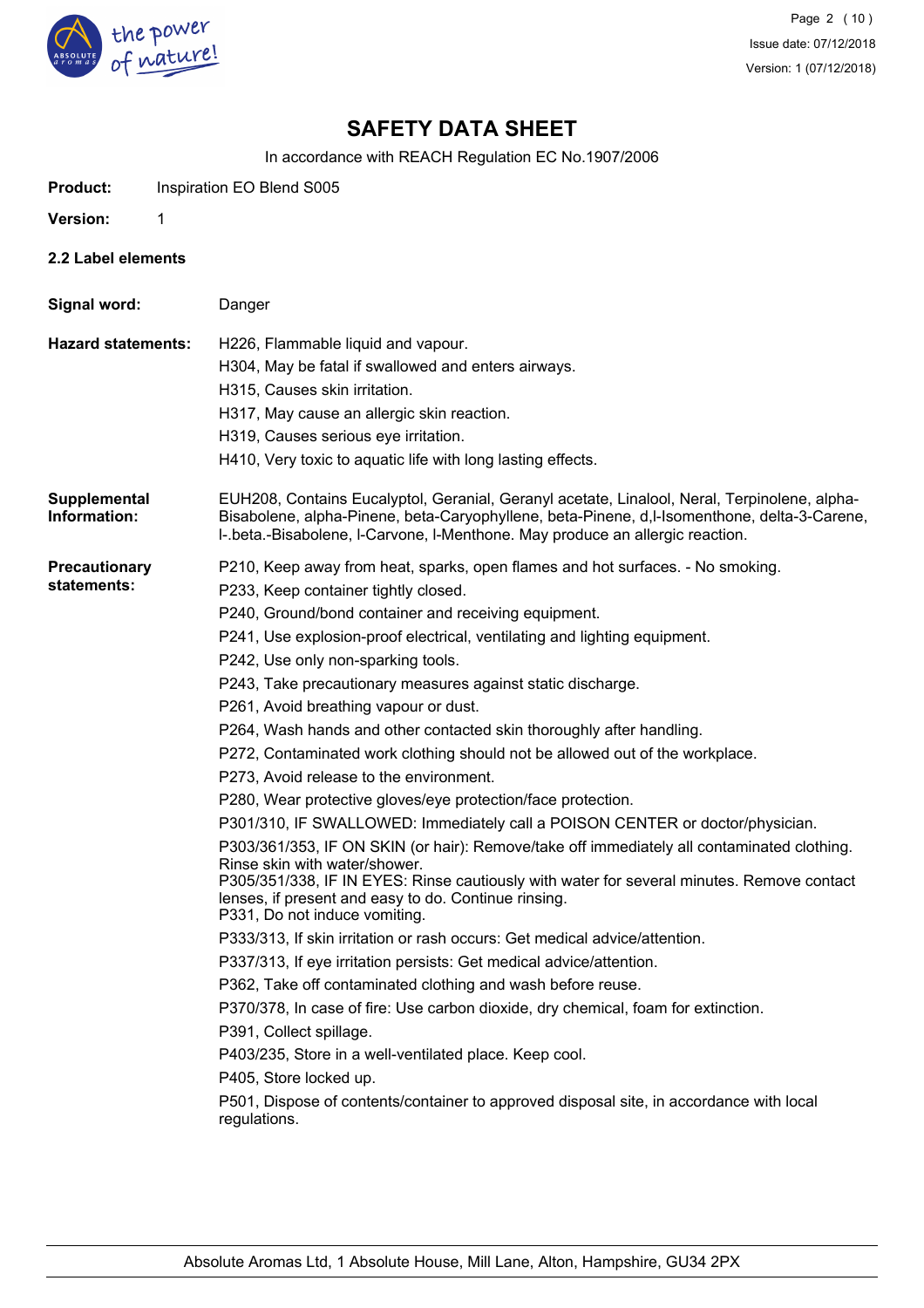# SAFETY DATA SHEET

In accordance with REACH Regulation EC No.1907/2006

**Product:** Inspiration EO Blend S005

**Version:** 1

## 2.2 Label elements

**Signal word:** Danger

**Hazard statements:**

H226, Flammable liquid and vapour.
H304, May be fatal if swallowed and enters airways.
H315, Causes skin irritation.
H317, May cause an allergic skin reaction.
H319, Causes serious eye irritation.
H410, Very toxic to aquatic life with long lasting effects.

**Supplemental Information:**

EUH208, Contains Eucalyptol, Geranial, Geranyl acetate, Linalool, Neral, Terpinolene, alpha-Bisabolene, alpha-Pinene, beta-Caryophyllene, beta-Pinene, d,l-Isomenthone, delta-3-Carene, l-.beta.-Bisabolene, l-Carvone, l-Menthone. May produce an allergic reaction.

**Precautionary statements:**

P210, Keep away from heat, sparks, open flames and hot surfaces. - No smoking.
P233, Keep container tightly closed.
P240, Ground/bond container and receiving equipment.
P241, Use explosion-proof electrical, ventilating and lighting equipment.
P242, Use only non-sparking tools.
P243, Take precautionary measures against static discharge.
P261, Avoid breathing vapour or dust.
P264, Wash hands and other contacted skin thoroughly after handling.
P272, Contaminated work clothing should not be allowed out of the workplace.
P273, Avoid release to the environment.
P280, Wear protective gloves/eye protection/face protection.
P301/310, IF SWALLOWED: Immediately call a POISON CENTER or doctor/physician.
P303/361/353, IF ON SKIN (or hair): Remove/take off immediately all contaminated clothing. Rinse skin with water/shower.
P305/351/338, IF IN EYES: Rinse cautiously with water for several minutes. Remove contact lenses, if present and easy to do. Continue rinsing.
P331, Do not induce vomiting.
P333/313, If skin irritation or rash occurs: Get medical advice/attention.
P337/313, If eye irritation persists: Get medical advice/attention.
P362, Take off contaminated clothing and wash before reuse.
P370/378, In case of fire: Use carbon dioxide, dry chemical, foam for extinction.
P391, Collect spillage.
P403/235, Store in a well-ventilated place. Keep cool.
P405, Store locked up.
P501, Dispose of contents/container to approved disposal site, in accordance with local regulations.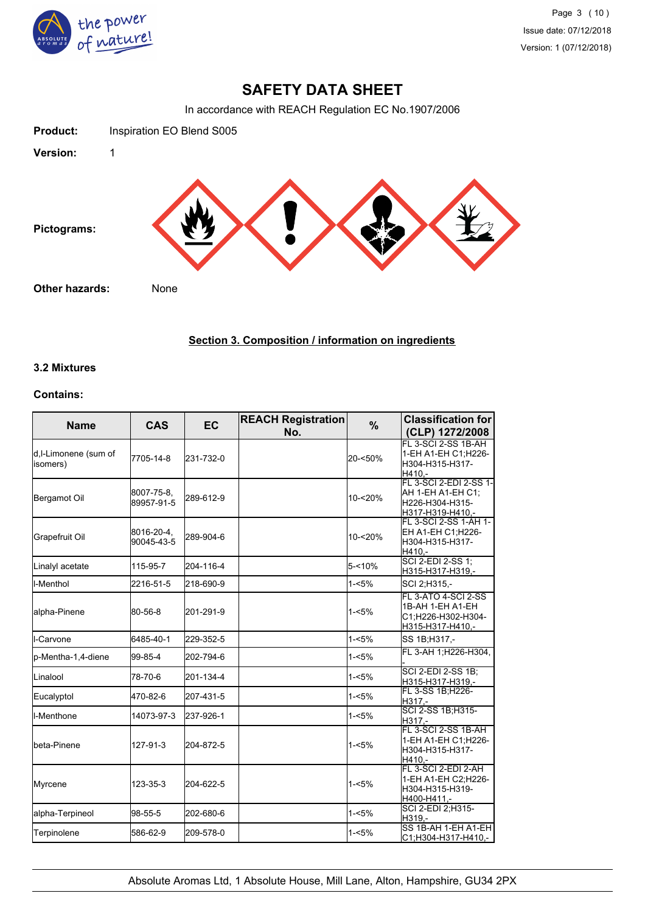# SAFETY DATA SHEET

In accordance with REACH Regulation EC No.1907/2006

**Product:** Inspiration EO Blend S005

**Version:** 1

**Pictograms:**

**Other hazards:** None

## Section 3. Composition / information on ingredients

### 3.2 Mixtures

**Contains:**

| Name | CAS | EC | REACH Registration No. | % | Classification for (CLP) 1272/2008 |
|---|---|---|---|---|---|
| d,l-Limonene (sum of isomers) | 7705-14-8 | 231-732-0 | | 20-<50% | FL 3-SCI 2-SS 1B-AH 1-EH A1-EH C1;H226-H304-H315-H317-H410,- |
| Bergamot Oil | 8007-75-8, 89957-91-5 | 289-612-9 | | 10-<20% | FL 3-SCI 2-EDI 2-SS 1-AH 1-EH A1-EH C1; H226-H304-H315-H317-H319-H410,- |
| Grapefruit Oil | 8016-20-4, 90045-43-5 | 289-904-6 | | 10-<20% | FL 3-SCI 2-SS 1-AH 1-EH A1-EH C1;H226-H304-H315-H317-H410,- |
| Linalyl acetate | 115-95-7 | 204-116-4 | | 5-<10% | SCI 2-EDI 2-SS 1; H315-H317-H319,- |
| l-Menthol | 2216-51-5 | 218-690-9 | | 1-<5% | SCI 2;H315,- |
| alpha-Pinene | 80-56-8 | 201-291-9 | | 1-<5% | FL 3-ATO 4-SCI 2-SS 1B-AH 1-EH A1-EH C1;H226-H302-H304-H315-H317-H410,- |
| l-Carvone | 6485-40-1 | 229-352-5 | | 1-<5% | SS 1B;H317,- |
| p-Mentha-1,4-diene | 99-85-4 | 202-794-6 | | 1-<5% | FL 3-AH 1;H226-H304, |
| Linalool | 78-70-6 | 201-134-4 | | 1-<5% | SCI 2-EDI 2-SS 1B; H315-H317-H319,- |
| Eucalyptol | 470-82-6 | 207-431-5 | | 1-<5% | FL 3-SS 1B;H226-H317,- |
| l-Menthone | 14073-97-3 | 237-926-1 | | 1-<5% | SCI 2-SS 1B;H315-H317,- |
| beta-Pinene | 127-91-3 | 204-872-5 | | 1-<5% | FL 3-SCI 2-SS 1B-AH 1-EH A1-EH C1;H226-H304-H315-H317-H410,- |
| Myrcene | 123-35-3 | 204-622-5 | | 1-<5% | FL 3-SCI 2-EDI 2-AH 1-EH A1-EH C2;H226-H304-H315-H319-H400-H411,- |
| alpha-Terpineol | 98-55-5 | 202-680-6 | | 1-<5% | SCI 2-EDI 2;H315-H319,- |
| Terpinolene | 586-62-9 | 209-578-0 | | 1-<5% | SS 1B-AH 1-EH A1-EH C1;H304-H317-H410,- |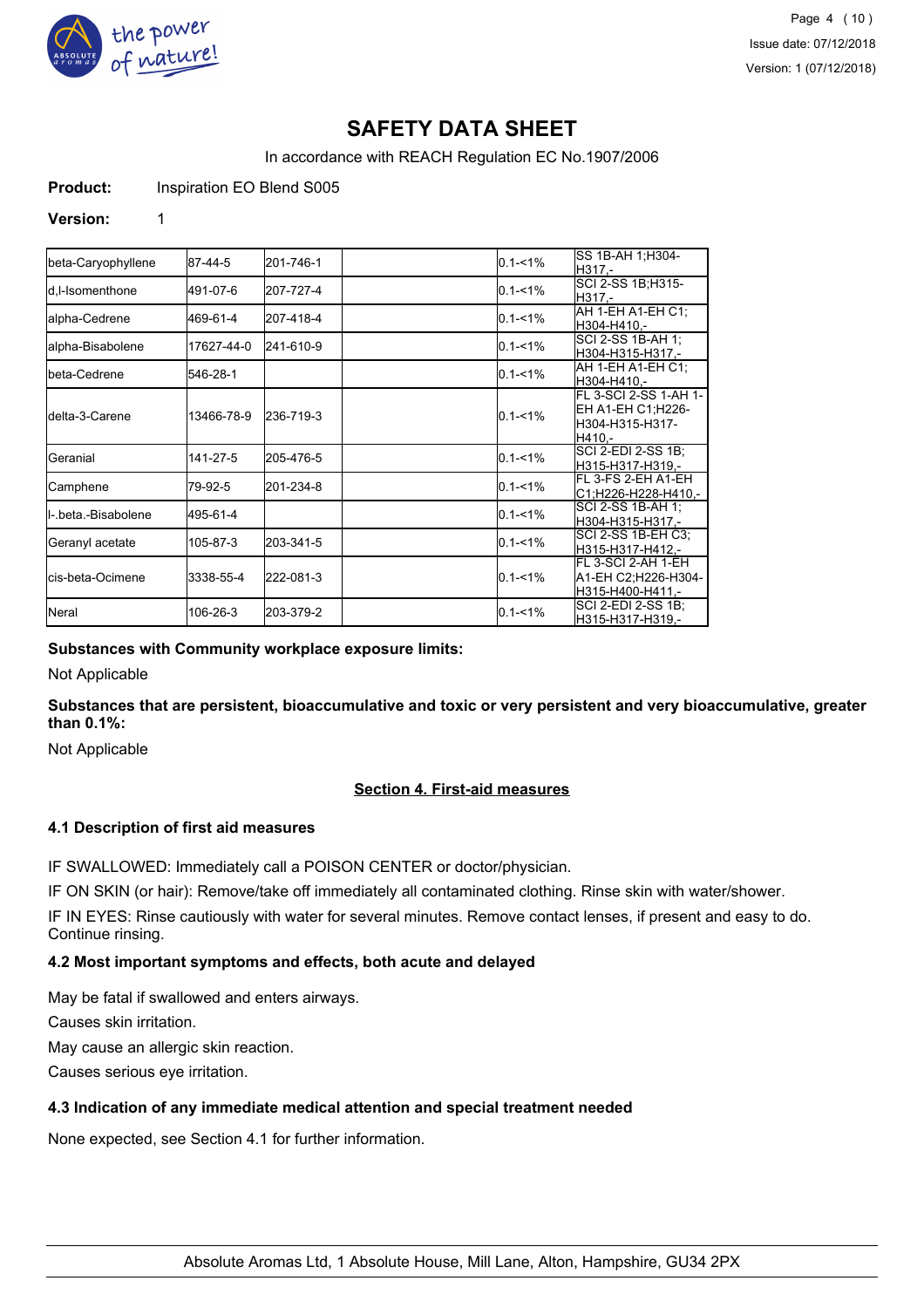| | | | | | |
|---|---|---|---|---|---|
| beta-Caryophyllene | 87-44-5 | 201-746-1 | | 0.1-<1% | SS 1B-AH 1;H304-H317,- |
| d,l-Isomenthone | 491-07-6 | 207-727-4 | | 0.1-<1% | SCI 2-SS 1B;H315-H317,- |
| alpha-Cedrene | 469-61-4 | 207-418-4 | | 0.1-<1% | AH 1-EH A1-EH C1;H304-H410,- |
| alpha-Bisabolene | 17627-44-0 | 241-610-9 | | 0.1-<1% | SCI 2-SS 1B-AH 1;H304-H315-H317,- |
| beta-Cedrene | 546-28-1 | | | 0.1-<1% | AH 1-EH A1-EH C1;H304-H410,- |
| delta-3-Carene | 13466-78-9 | 236-719-3 | | 0.1-<1% | FL 3-SCI 2-SS 1-AH 1-EH A1-EH C1;H226-H304-H315-H317-H410,- |
| Geranial | 141-27-5 | 205-476-5 | | 0.1-<1% | SCI 2-EDI 2-SS 1B;H315-H317-H319,- |
| Camphene | 79-92-5 | 201-234-8 | | 0.1-<1% | FL 3-FS 2-EH A1-EH C1;H226-H228-H410,- |
| l-.beta.-Bisabolene | 495-61-4 | | | 0.1-<1% | SCI 2-SS 1B-AH 1;H304-H315-H317,- |
| Geranyl acetate | 105-87-3 | 203-341-5 | | 0.1-<1% | SCI 2-SS 1B-EH C3;H315-H317-H412,- |
| cis-beta-Ocimene | 3338-55-4 | 222-081-3 | | 0.1-<1% | FL 3-SCI 2-AH 1-EH A1-EH C2;H226-H304-H315-H400-H411,- |
| Neral | 106-26-3 | 203-379-2 | | 0.1-<1% | SCI 2-EDI 2-SS 1B;H315-H317-H319,- |

**Substances with Community workplace exposure limits:**

Not Applicable

**Substances that are persistent, bioaccumulative and toxic or very persistent and very bioaccumulative, greater than 0.1%:**

Not Applicable

## Section 4. First-aid measures

### 4.1 Description of first aid measures

IF SWALLOWED: Immediately call a POISON CENTER or doctor/physician.

IF ON SKIN (or hair): Remove/take off immediately all contaminated clothing. Rinse skin with water/shower.

IF IN EYES: Rinse cautiously with water for several minutes. Remove contact lenses, if present and easy to do. Continue rinsing.

### 4.2 Most important symptoms and effects, both acute and delayed

May be fatal if swallowed and enters airways.

Causes skin irritation.

May cause an allergic skin reaction.

Causes serious eye irritation.

### 4.3 Indication of any immediate medical attention and special treatment needed

None expected, see Section 4.1 for further information.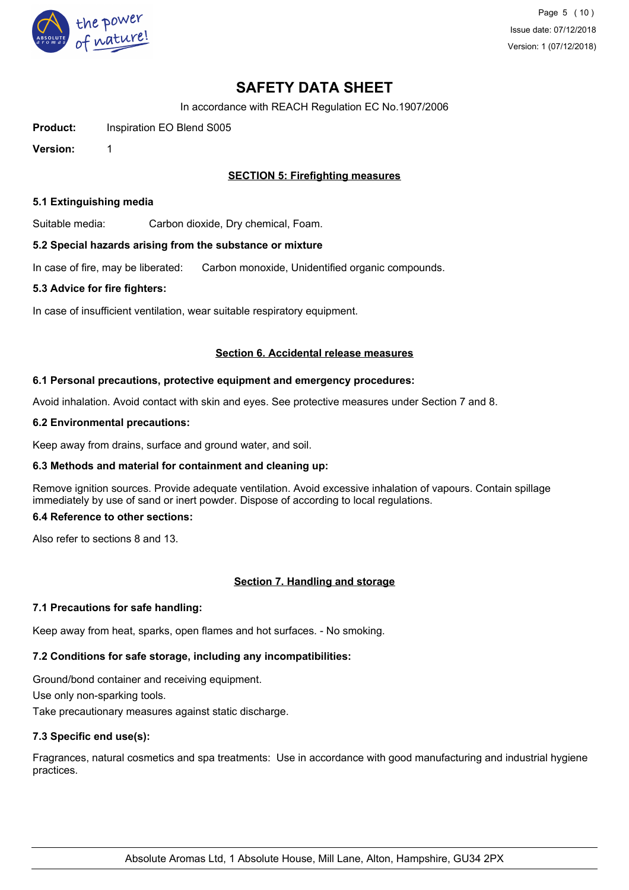# SAFETY DATA SHEET

In accordance with REACH Regulation EC No.1907/2006

**Product:** Inspiration EO Blend S005

**Version:** 1

## SECTION 5: Firefighting measures

### 5.1 Extinguishing media

Suitable media: Carbon dioxide, Dry chemical, Foam.

### 5.2 Special hazards arising from the substance or mixture

In case of fire, may be liberated: Carbon monoxide, Unidentified organic compounds.

### 5.3 Advice for fire fighters:

In case of insufficient ventilation, wear suitable respiratory equipment.

## Section 6. Accidental release measures

### 6.1 Personal precautions, protective equipment and emergency procedures:

Avoid inhalation. Avoid contact with skin and eyes. See protective measures under Section 7 and 8.

### 6.2 Environmental precautions:

Keep away from drains, surface and ground water, and soil.

### 6.3 Methods and material for containment and cleaning up:

Remove ignition sources. Provide adequate ventilation. Avoid excessive inhalation of vapours. Contain spillage immediately by use of sand or inert powder. Dispose of according to local regulations.

### 6.4 Reference to other sections:

Also refer to sections 8 and 13.

## Section 7. Handling and storage

### 7.1 Precautions for safe handling:

Keep away from heat, sparks, open flames and hot surfaces. - No smoking.

### 7.2 Conditions for safe storage, including any incompatibilities:

Ground/bond container and receiving equipment.

Use only non-sparking tools.

Take precautionary measures against static discharge.

### 7.3 Specific end use(s):

Fragrances, natural cosmetics and spa treatments: Use in accordance with good manufacturing and industrial hygiene practices.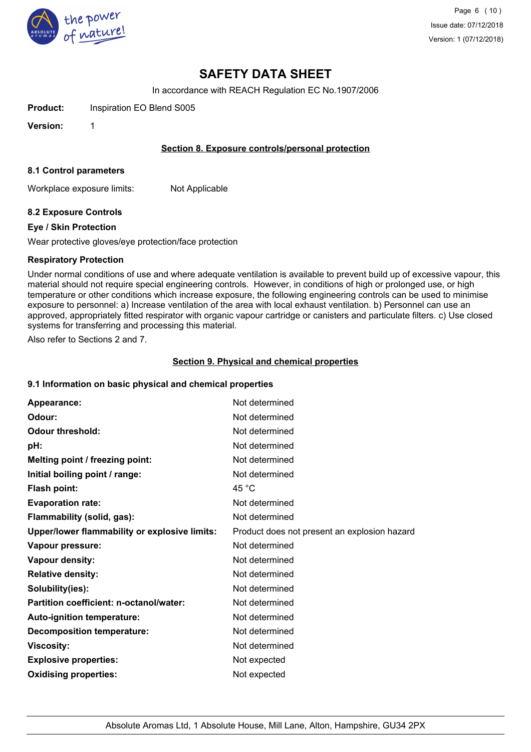# SAFETY DATA SHEET

In accordance with REACH Regulation EC No.1907/2006

**Product:** Inspiration EO Blend S005

**Version:** 1

## Section 8. Exposure controls/personal protection

### 8.1 Control parameters

Workplace exposure limits: Not Applicable

### 8.2 Exposure Controls

**Eye / Skin Protection**

Wear protective gloves/eye protection/face protection

**Respiratory Protection**

Under normal conditions of use and where adequate ventilation is available to prevent build up of excessive vapour, this material should not require special engineering controls. However, in conditions of high or prolonged use, or high temperature or other conditions which increase exposure, the following engineering controls can be used to minimise exposure to personnel: a) Increase ventilation of the area with local exhaust ventilation. b) Personnel can use an approved, appropriately fitted respirator with organic vapour cartridge or canisters and particulate filters. c) Use closed systems for transferring and processing this material.

Also refer to Sections 2 and 7.

## Section 9. Physical and chemical properties

### 9.1 Information on basic physical and chemical properties

| | |
|---|---|
| **Appearance:** | Not determined |
| **Odour:** | Not determined |
| **Odour threshold:** | Not determined |
| **pH:** | Not determined |
| **Melting point / freezing point:** | Not determined |
| **Initial boiling point / range:** | Not determined |
| **Flash point:** | 45 °C |
| **Evaporation rate:** | Not determined |
| **Flammability (solid, gas):** | Not determined |
| **Upper/lower flammability or explosive limits:** | Product does not present an explosion hazard |
| **Vapour pressure:** | Not determined |
| **Vapour density:** | Not determined |
| **Relative density:** | Not determined |
| **Solubility(ies):** | Not determined |
| **Partition coefficient: n-octanol/water:** | Not determined |
| **Auto-ignition temperature:** | Not determined |
| **Decomposition temperature:** | Not determined |
| **Viscosity:** | Not determined |
| **Explosive properties:** | Not expected |
| **Oxidising properties:** | Not expected |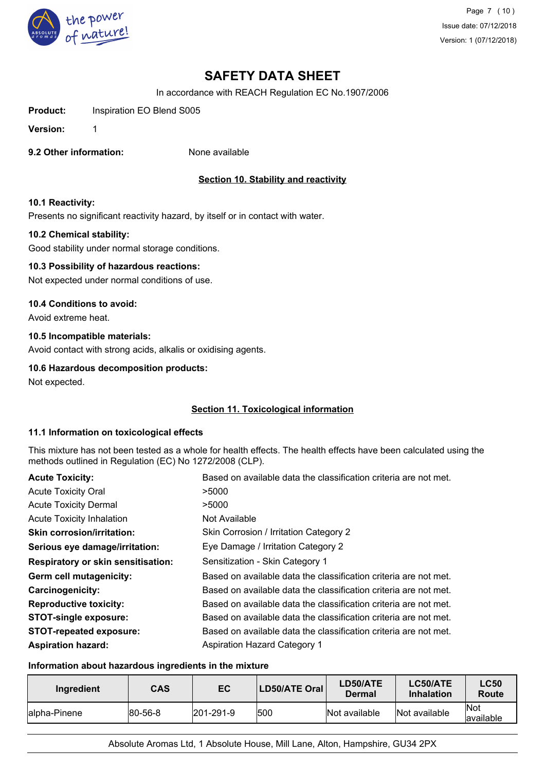# SAFETY DATA SHEET

In accordance with REACH Regulation EC No.1907/2006

**Product:** Inspiration EO Blend S005

**Version:** 1

**9.2 Other information:** None available

## Section 10. Stability and reactivity

**10.1 Reactivity:**

Presents no significant reactivity hazard, by itself or in contact with water.

**10.2 Chemical stability:**

Good stability under normal storage conditions.

**10.3 Possibility of hazardous reactions:**

Not expected under normal conditions of use.

**10.4 Conditions to avoid:**

Avoid extreme heat.

**10.5 Incompatible materials:**

Avoid contact with strong acids, alkalis or oxidising agents.

**10.6 Hazardous decomposition products:**

Not expected.

## Section 11. Toxicological information

**11.1 Information on toxicological effects**

This mixture has not been tested as a whole for health effects. The health effects have been calculated using the methods outlined in Regulation (EC) No 1272/2008 (CLP).

| | |
|---|---|
| **Acute Toxicity:** | Based on available data the classification criteria are not met. |
| Acute Toxicity Oral | >5000 |
| Acute Toxicity Dermal | >5000 |
| Acute Toxicity Inhalation | Not Available |
| **Skin corrosion/irritation:** | Skin Corrosion / Irritation Category 2 |
| **Serious eye damage/irritation:** | Eye Damage / Irritation Category 2 |
| **Respiratory or skin sensitisation:** | Sensitization - Skin Category 1 |
| **Germ cell mutagenicity:** | Based on available data the classification criteria are not met. |
| **Carcinogenicity:** | Based on available data the classification criteria are not met. |
| **Reproductive toxicity:** | Based on available data the classification criteria are not met. |
| **STOT-single exposure:** | Based on available data the classification criteria are not met. |
| **STOT-repeated exposure:** | Based on available data the classification criteria are not met. |
| **Aspiration hazard:** | Aspiration Hazard Category 1 |

**Information about hazardous ingredients in the mixture**

| Ingredient | CAS | EC | LD50/ATE Oral | LD50/ATE Dermal | LC50/ATE Inhalation | LC50 Route |
|---|---|---|---|---|---|---|
| alpha-Pinene | 80-56-8 | 201-291-9 | 500 | Not available | Not available | Not available |

Absolute Aromas Ltd, 1 Absolute House, Mill Lane, Alton, Hampshire, GU34 2PX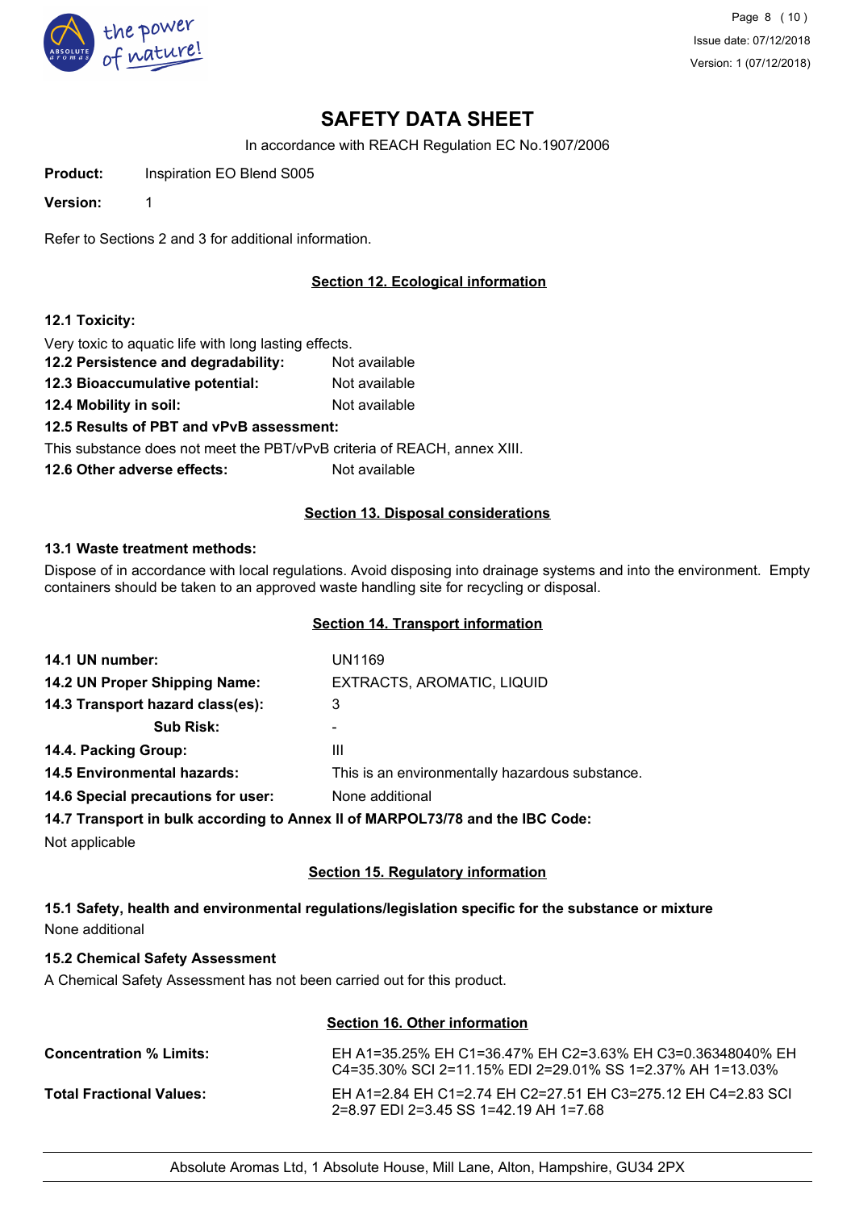# SAFETY DATA SHEET

In accordance with REACH Regulation EC No.1907/2006

**Product:** Inspiration EO Blend S005

**Version:** 1

Refer to Sections 2 and 3 for additional information.

## Section 12. Ecological information

**12.1 Toxicity:**

Very toxic to aquatic life with long lasting effects.

**12.2 Persistence and degradability:** Not available

**12.3 Bioaccumulative potential:** Not available

**12.4 Mobility in soil:** Not available

**12.5 Results of PBT and vPvB assessment:**

This substance does not meet the PBT/vPvB criteria of REACH, annex XIII.

**12.6 Other adverse effects:** Not available

## Section 13. Disposal considerations

**13.1 Waste treatment methods:**

Dispose of in accordance with local regulations. Avoid disposing into drainage systems and into the environment. Empty containers should be taken to an approved waste handling site for recycling or disposal.

## Section 14. Transport information

| | |
|---|---|
| **14.1 UN number:** | UN1169 |
| **14.2 UN Proper Shipping Name:** | EXTRACTS, AROMATIC, LIQUID |
| **14.3 Transport hazard class(es):** | 3 |
| **Sub Risk:** | - |
| **14.4. Packing Group:** | III |
| **14.5 Environmental hazards:** | This is an environmentally hazardous substance. |
| **14.6 Special precautions for user:** | None additional |

**14.7 Transport in bulk according to Annex II of MARPOL73/78 and the IBC Code:**

Not applicable

## Section 15. Regulatory information

**15.1 Safety, health and environmental regulations/legislation specific for the substance or mixture**

None additional

**15.2 Chemical Safety Assessment**

A Chemical Safety Assessment has not been carried out for this product.

## Section 16. Other information

**Concentration % Limits:** EH A1=35.25% EH C1=36.47% EH C2=3.63% EH C3=0.36348040% EH C4=35.30% SCI 2=11.15% EDI 2=29.01% SS 1=2.37% AH 1=13.03%

**Total Fractional Values:** EH A1=2.84 EH C1=2.74 EH C2=27.51 EH C3=275.12 EH C4=2.83 SCI 2=8.97 EDI 2=3.45 SS 1=42.19 AH 1=7.68

Absolute Aromas Ltd, 1 Absolute House, Mill Lane, Alton, Hampshire, GU34 2PX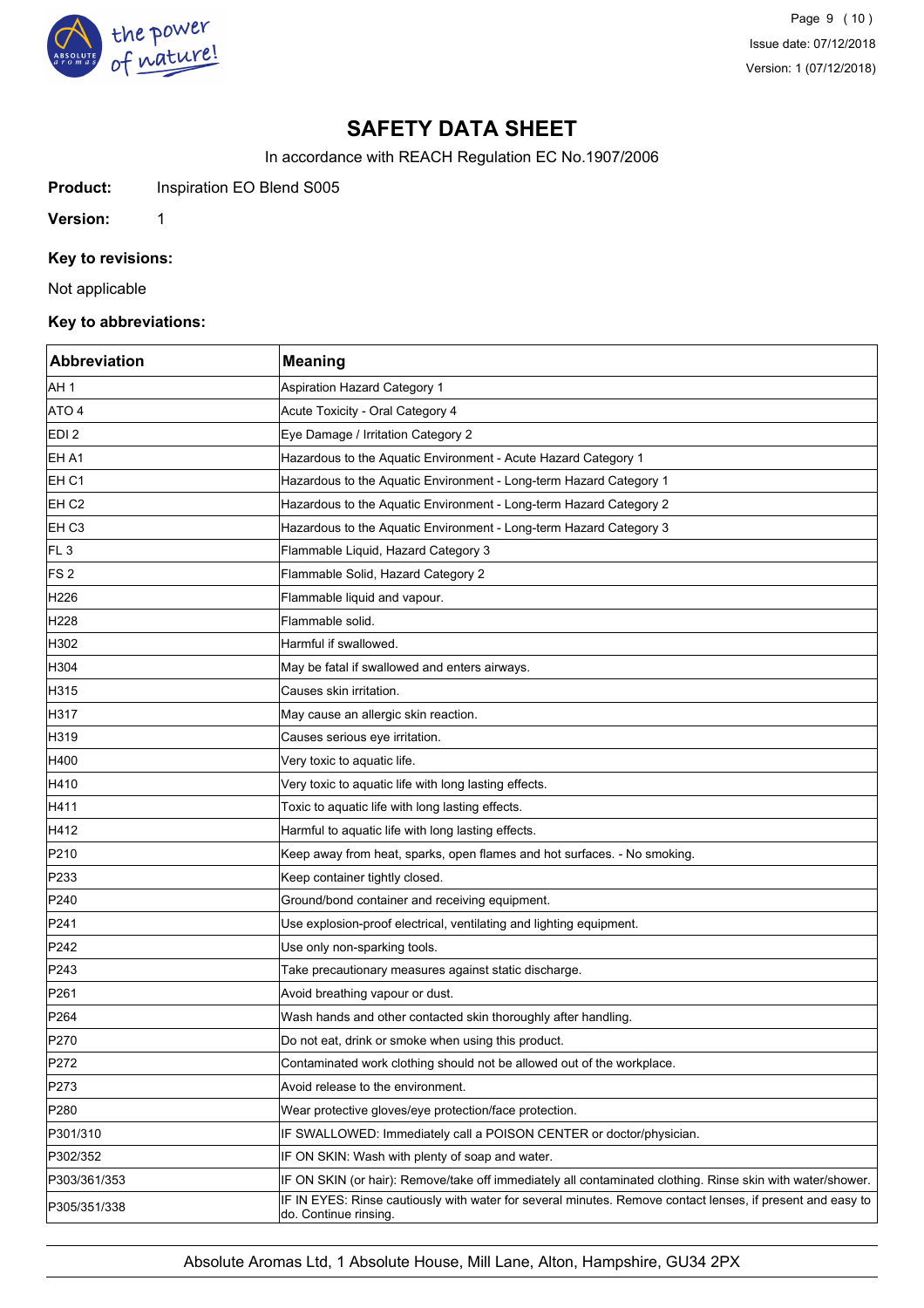# SAFETY DATA SHEET

In accordance with REACH Regulation EC No.1907/2006

**Product:** Inspiration EO Blend S005

**Version:** 1

### Key to revisions:

Not applicable

### Key to abbreviations:

| Abbreviation | Meaning |
|---|---|
| AH 1 | Aspiration Hazard Category 1 |
| ATO 4 | Acute Toxicity - Oral Category 4 |
| EDI 2 | Eye Damage / Irritation Category 2 |
| EH A1 | Hazardous to the Aquatic Environment - Acute Hazard Category 1 |
| EH C1 | Hazardous to the Aquatic Environment - Long-term Hazard Category 1 |
| EH C2 | Hazardous to the Aquatic Environment - Long-term Hazard Category 2 |
| EH C3 | Hazardous to the Aquatic Environment - Long-term Hazard Category 3 |
| FL 3 | Flammable Liquid, Hazard Category 3 |
| FS 2 | Flammable Solid, Hazard Category 2 |
| H226 | Flammable liquid and vapour. |
| H228 | Flammable solid. |
| H302 | Harmful if swallowed. |
| H304 | May be fatal if swallowed and enters airways. |
| H315 | Causes skin irritation. |
| H317 | May cause an allergic skin reaction. |
| H319 | Causes serious eye irritation. |
| H400 | Very toxic to aquatic life. |
| H410 | Very toxic to aquatic life with long lasting effects. |
| H411 | Toxic to aquatic life with long lasting effects. |
| H412 | Harmful to aquatic life with long lasting effects. |
| P210 | Keep away from heat, sparks, open flames and hot surfaces. - No smoking. |
| P233 | Keep container tightly closed. |
| P240 | Ground/bond container and receiving equipment. |
| P241 | Use explosion-proof electrical, ventilating and lighting equipment. |
| P242 | Use only non-sparking tools. |
| P243 | Take precautionary measures against static discharge. |
| P261 | Avoid breathing vapour or dust. |
| P264 | Wash hands and other contacted skin thoroughly after handling. |
| P270 | Do not eat, drink or smoke when using this product. |
| P272 | Contaminated work clothing should not be allowed out of the workplace. |
| P273 | Avoid release to the environment. |
| P280 | Wear protective gloves/eye protection/face protection. |
| P301/310 | IF SWALLOWED: Immediately call a POISON CENTER or doctor/physician. |
| P302/352 | IF ON SKIN: Wash with plenty of soap and water. |
| P303/361/353 | IF ON SKIN (or hair): Remove/take off immediately all contaminated clothing. Rinse skin with water/shower. |
| P305/351/338 | IF IN EYES: Rinse cautiously with water for several minutes. Remove contact lenses, if present and easy to do. Continue rinsing. |

Absolute Aromas Ltd, 1 Absolute House, Mill Lane, Alton, Hampshire, GU34 2PX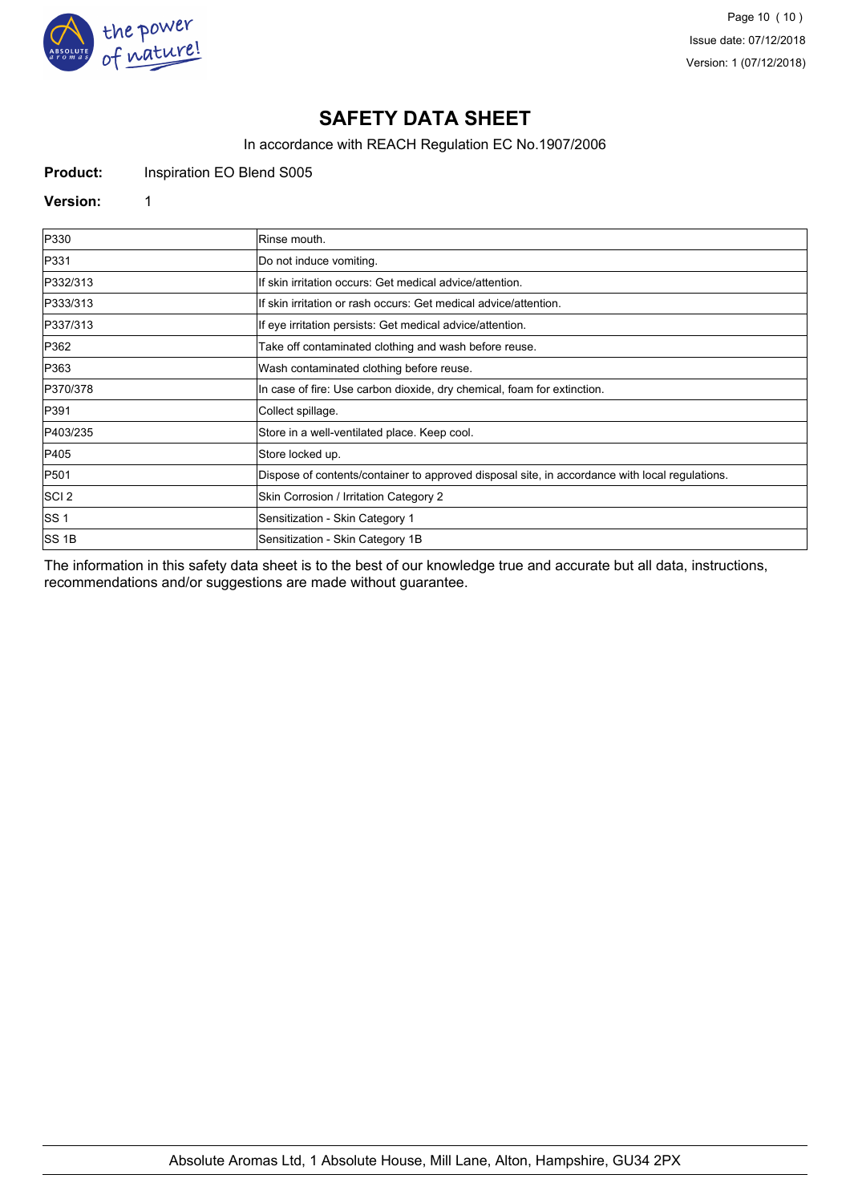# SAFETY DATA SHEET

In accordance with REACH Regulation EC No.1907/2006

**Product:** Inspiration EO Blend S005

**Version:** 1

| | |
|---|---|
| P330 | Rinse mouth. |
| P331 | Do not induce vomiting. |
| P332/313 | If skin irritation occurs: Get medical advice/attention. |
| P333/313 | If skin irritation or rash occurs: Get medical advice/attention. |
| P337/313 | If eye irritation persists: Get medical advice/attention. |
| P362 | Take off contaminated clothing and wash before reuse. |
| P363 | Wash contaminated clothing before reuse. |
| P370/378 | In case of fire: Use carbon dioxide, dry chemical, foam for extinction. |
| P391 | Collect spillage. |
| P403/235 | Store in a well-ventilated place. Keep cool. |
| P405 | Store locked up. |
| P501 | Dispose of contents/container to approved disposal site, in accordance with local regulations. |
| SCI 2 | Skin Corrosion / Irritation Category 2 |
| SS 1 | Sensitization - Skin Category 1 |
| SS 1B | Sensitization - Skin Category 1B |

The information in this safety data sheet is to the best of our knowledge true and accurate but all data, instructions, recommendations and/or suggestions are made without guarantee.

Absolute Aromas Ltd, 1 Absolute House, Mill Lane, Alton, Hampshire, GU34 2PX